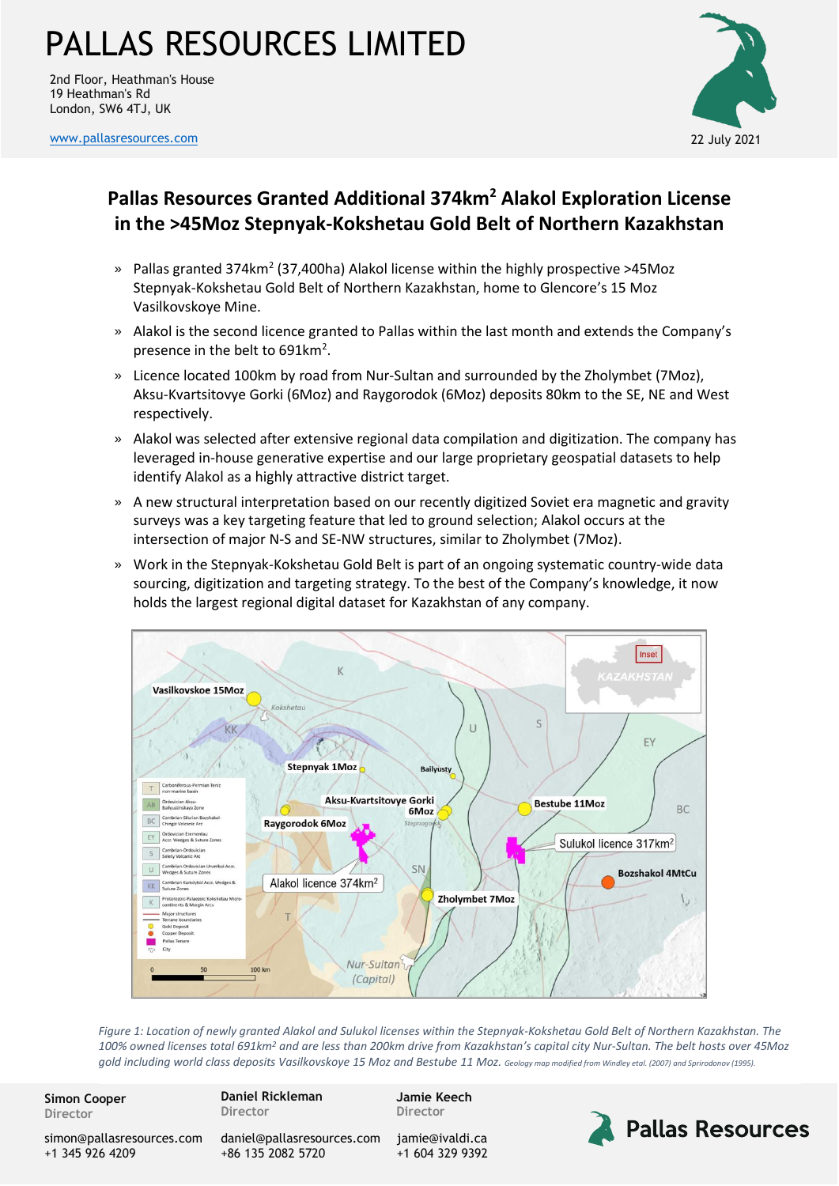# PALLAS RESOURCES LIMITED

2nd Floor, Heathman's House
19 Heathman's Rd
London, SW6 4TJ, UK

www.pallasresources.com

22 July 2021

## Pallas Resources Granted Additional 374km² Alakol Exploration License in the >45Moz Stepnyak-Kokshetau Gold Belt of Northern Kazakhstan

- Pallas granted 374km² (37,400ha) Alakol license within the highly prospective >45Moz Stepnyak-Kokshetau Gold Belt of Northern Kazakhstan, home to Glencore's 15 Moz Vasilkovskoye Mine.
- Alakol is the second licence granted to Pallas within the last month and extends the Company's presence in the belt to 691km².
- Licence located 100km by road from Nur-Sultan and surrounded by the Zholymbet (7Moz), Aksu-Kvartsitovye Gorki (6Moz) and Raygorodok (6Moz) deposits 80km to the SE, NE and West respectively.
- Alakol was selected after extensive regional data compilation and digitization. The company has leveraged in-house generative expertise and our large proprietary geospatial datasets to help identify Alakol as a highly attractive district target.
- A new structural interpretation based on our recently digitized Soviet era magnetic and gravity surveys was a key targeting feature that led to ground selection; Alakol occurs at the intersection of major N-S and SE-NW structures, similar to Zholymbet (7Moz).
- Work in the Stepnyak-Kokshetau Gold Belt is part of an ongoing systematic country-wide data sourcing, digitization and targeting strategy. To the best of the Company's knowledge, it now holds the largest regional digital dataset for Kazakhstan of any company.

Vasilkovskoe 15Moz
Kokshetau
Stepnyak 1Moz
Bailyusty
Aksu-Kvartsitovye Gorki 6Moz
Raygorodok 6Moz
Stepnogorsk
Bestube 11Moz
Sulukol licence 317km²
Alakol licence 374km²
Bozshakol 4MtCu
Zholymbet 7Moz
Nur-Sultan (Capital)
KAZAKHSTAN
Inset
K
KK
U
S
EY
BC
SN
T
0 50 100 km

*Figure 1: Location of newly granted Alakol and Sulukol licenses within the Stepnyak-Kokshetau Gold Belt of Northern Kazakhstan. The 100% owned licenses total 691km² and are less than 200km drive from Kazakhstan's capital city Nur-Sultan. The belt hosts over 45Moz gold including world class deposits Vasilkovskoye 15 Moz and Bestube 11 Moz.* Geology map modified from Windley etal. (2007) and Spirodonov (1995).

**Simon Cooper**
Director
simon@pallasresources.com
+1 345 926 4209

**Daniel Rickleman**
Director
daniel@pallasresources.com
+86 135 2082 5720

**Jamie Keech**
Director
jamie@ivaldi.ca
+1 604 329 9392

Pallas Resources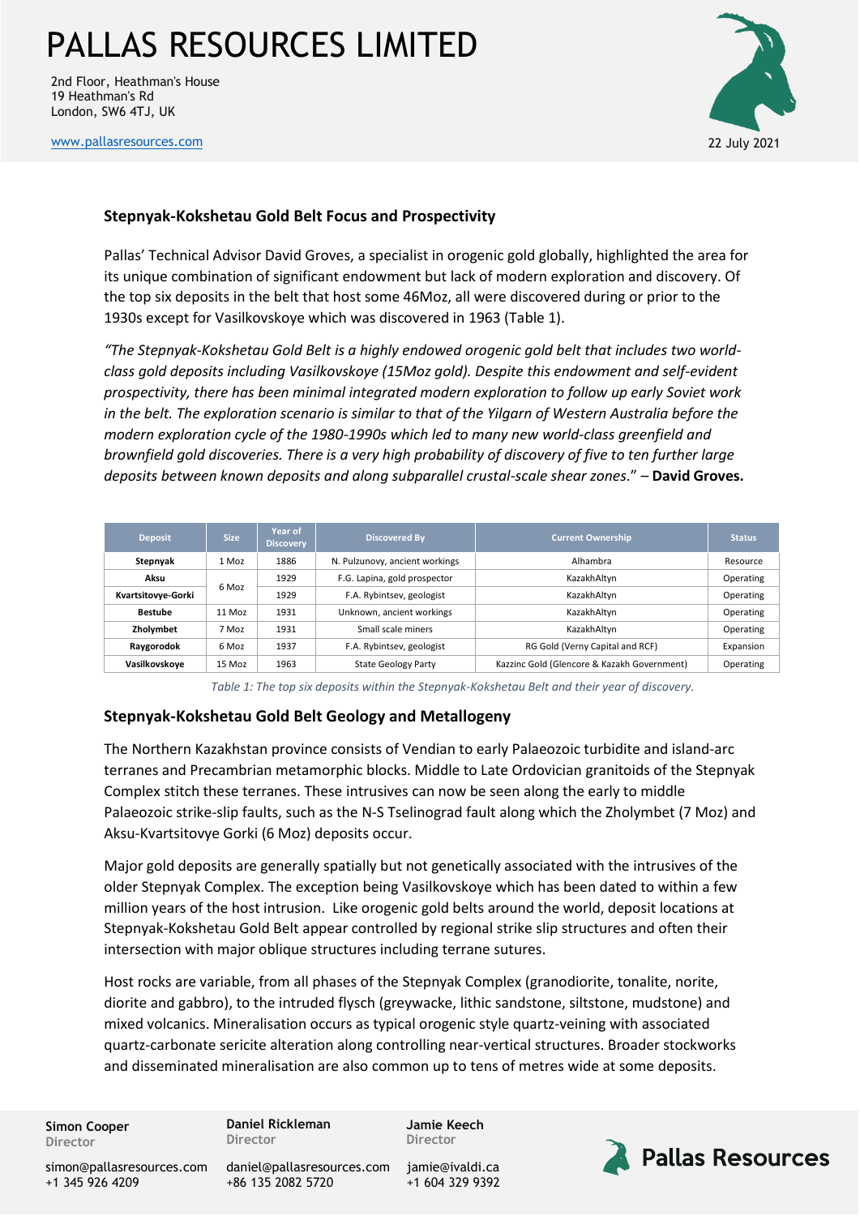## Stepnyak-Kokshetau Gold Belt Focus and Prospectivity

Pallas' Technical Advisor David Groves, a specialist in orogenic gold globally, highlighted the area for its unique combination of significant endowment but lack of modern exploration and discovery. Of the top six deposits in the belt that host some 46Moz, all were discovered during or prior to the 1930s except for Vasilkovskoye which was discovered in 1963 (Table 1).

*"The Stepnyak-Kokshetau Gold Belt is a highly endowed orogenic gold belt that includes two world-class gold deposits including Vasilkovskoye (15Moz gold). Despite this endowment and self-evident prospectivity, there has been minimal integrated modern exploration to follow up early Soviet work in the belt. The exploration scenario is similar to that of the Yilgarn of Western Australia before the modern exploration cycle of the 1980-1990s which led to many new world-class greenfield and brownfield gold discoveries. There is a very high probability of discovery of five to ten further large deposits between known deposits and along subparallel crustal-scale shear zones."* – **David Groves.**

| Deposit | Size | Year of Discovery | Discovered By | Current Ownership | Status |
|---|---|---|---|---|---|
| **Stepnyak** | 1 Moz | 1886 | N. Pulzunovy, ancient workings | Alhambra | Resource |
| **Aksu** | 6 Moz | 1929 | F.G. Lapina, gold prospector | KazakhAltyn | Operating |
| **Kvartsitovye-Gorki** | | 1929 | F.A. Rybintsev, geologist | KazakhAltyn | Operating |
| **Bestube** | 11 Moz | 1931 | Unknown, ancient workings | KazakhAltyn | Operating |
| **Zholymbet** | 7 Moz | 1931 | Small scale miners | KazakhAltyn | Operating |
| **Raygorodok** | 6 Moz | 1937 | F.A. Rybintsev, geologist | RG Gold (Verny Capital and RCF) | Expansion |
| **Vasilkovskoye** | 15 Moz | 1963 | State Geology Party | Kazzinc Gold (Glencore & Kazakh Government) | Operating |

*Table 1: The top six deposits within the Stepnyak-Kokshetau Belt and their year of discovery.*

## Stepnyak-Kokshetau Gold Belt Geology and Metallogeny

The Northern Kazakhstan province consists of Vendian to early Palaeozoic turbidite and island-arc terranes and Precambrian metamorphic blocks. Middle to Late Ordovician granitoids of the Stepnyak Complex stitch these terranes. These intrusives can now be seen along the early to middle Palaeozoic strike-slip faults, such as the N-S Tselinograd fault along which the Zholymbet (7 Moz) and Aksu-Kvartsitovye Gorki (6 Moz) deposits occur.

Major gold deposits are generally spatially but not genetically associated with the intrusives of the older Stepnyak Complex. The exception being Vasilkovskoye which has been dated to within a few million years of the host intrusion. Like orogenic gold belts around the world, deposit locations at Stepnyak-Kokshetau Gold Belt appear controlled by regional strike slip structures and often their intersection with major oblique structures including terrane sutures.

Host rocks are variable, from all phases of the Stepnyak Complex (granodiorite, tonalite, norite, diorite and gabbro), to the intruded flysch (greywacke, lithic sandstone, siltstone, mudstone) and mixed volcanics. Mineralisation occurs as typical orogenic style quartz-veining with associated quartz-carbonate sericite alteration along controlling near-vertical structures. Broader stockworks and disseminated mineralisation are also common up to tens of metres wide at some deposits.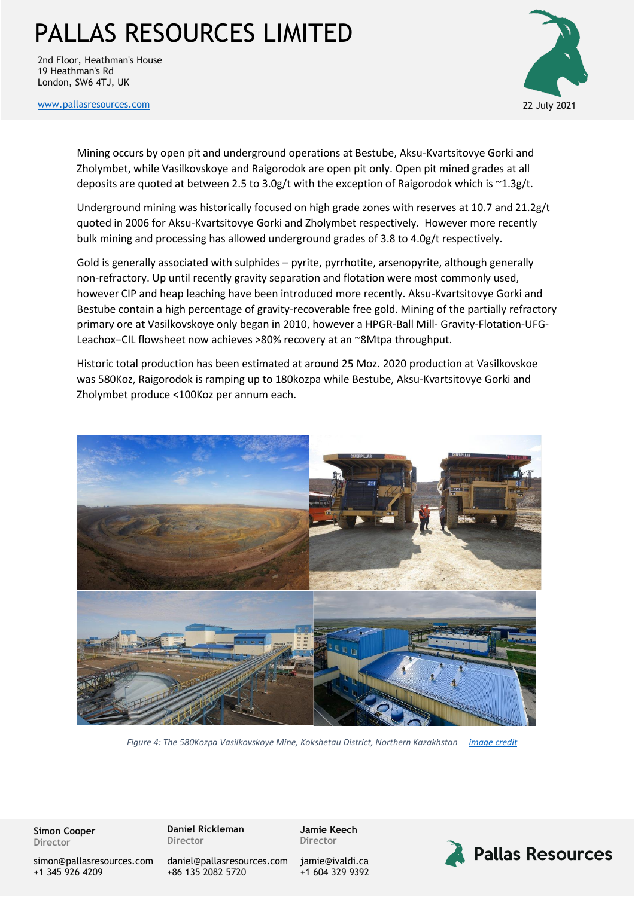Mining occurs by open pit and underground operations at Bestube, Aksu-Kvartsitovye Gorki and Zholymbet, while Vasilkovskoye and Raigorodok are open pit only. Open pit mined grades at all deposits are quoted at between 2.5 to 3.0g/t with the exception of Raigorodok which is ~1.3g/t.

Underground mining was historically focused on high grade zones with reserves at 10.7 and 21.2g/t quoted in 2006 for Aksu-Kvartsitovye Gorki and Zholymbet respectively. However more recently bulk mining and processing has allowed underground grades of 3.8 to 4.0g/t respectively.

Gold is generally associated with sulphides – pyrite, pyrrhotite, arsenopyrite, although generally non-refractory. Up until recently gravity separation and flotation were most commonly used, however CIP and heap leaching have been introduced more recently. Aksu-Kvartsitovye Gorki and Bestube contain a high percentage of gravity-recoverable free gold. Mining of the partially refractory primary ore at Vasilkovskoye only began in 2010, however a HPGR-Ball Mill- Gravity-Flotation-UFG-Leachox–CIL flowsheet now achieves >80% recovery at an ~8Mtpa throughput.

Historic total production has been estimated at around 25 Moz. 2020 production at Vasilkovskoe was 580Koz, Raigorodok is ramping up to 180kozpa while Bestube, Aksu-Kvartsitovye Gorki and Zholymbet produce <100Koz per annum each.

*Figure 4: The 580Kozpa Vasilkovskoye Mine, Kokshetau District, Northern Kazakhstan* image credit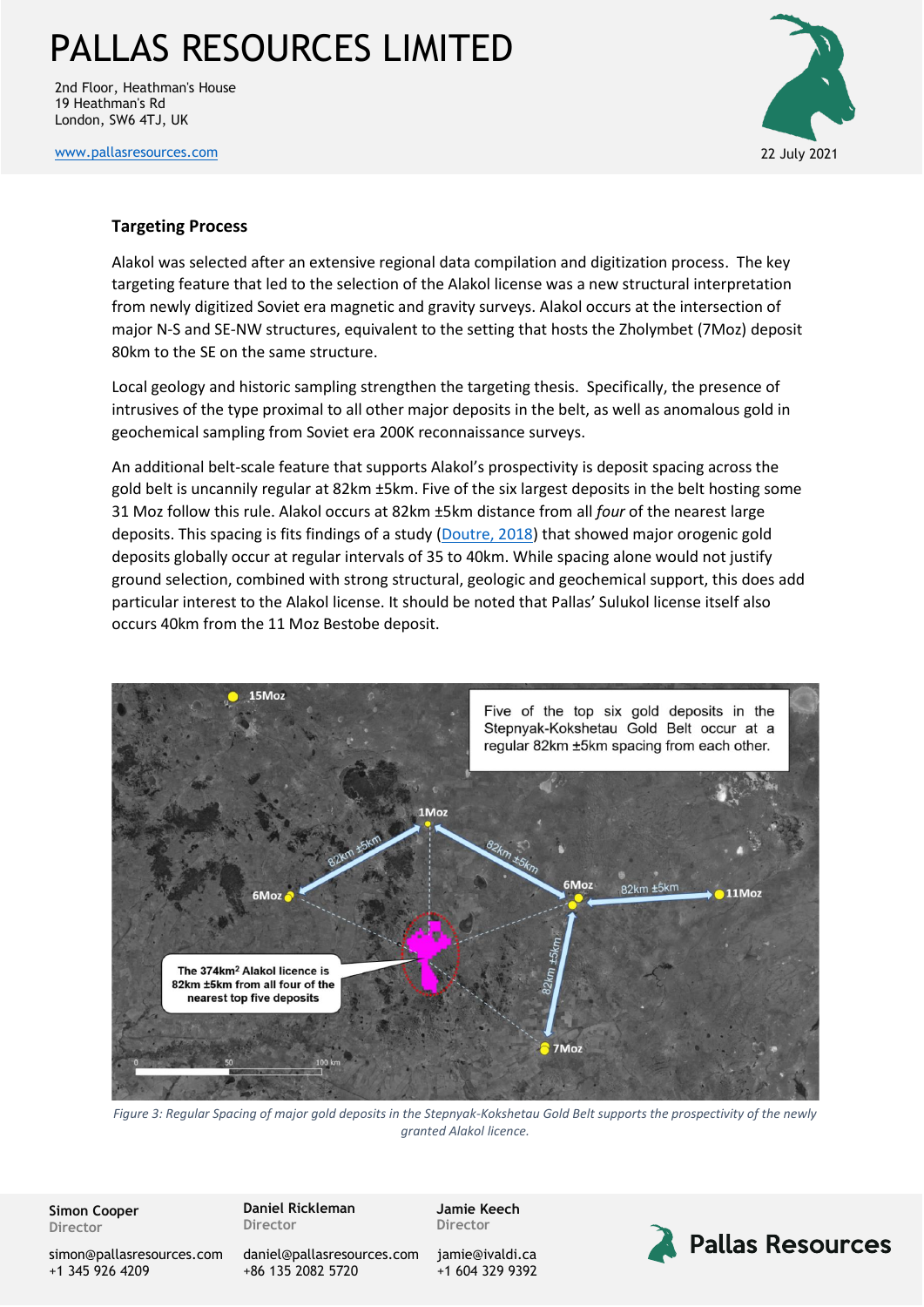## Targeting Process

Alakol was selected after an extensive regional data compilation and digitization process. The key targeting feature that led to the selection of the Alakol license was a new structural interpretation from newly digitized Soviet era magnetic and gravity surveys. Alakol occurs at the intersection of major N-S and SE-NW structures, equivalent to the setting that hosts the Zholymbet (7Moz) deposit 80km to the SE on the same structure.

Local geology and historic sampling strengthen the targeting thesis. Specifically, the presence of intrusives of the type proximal to all other major deposits in the belt, as well as anomalous gold in geochemical sampling from Soviet era 200K reconnaissance surveys.

An additional belt-scale feature that supports Alakol's prospectivity is deposit spacing across the gold belt is uncannily regular at 82km ±5km. Five of the six largest deposits in the belt hosting some 31 Moz follow this rule. Alakol occurs at 82km ±5km distance from all *four* of the nearest large deposits. This spacing is fits findings of a study (Doutre, 2018) that showed major orogenic gold deposits globally occur at regular intervals of 35 to 40km. While spacing alone would not justify ground selection, combined with strong structural, geologic and geochemical support, this does add particular interest to the Alakol license. It should be noted that Pallas' Sulukol license itself also occurs 40km from the 11 Moz Bestobe deposit.

15Moz

Five of the top six gold deposits in the Stepnyak-Kokshetau Gold Belt occur at regular 82km ±5km spacing from each other.

1Moz

82km ±5km

82km ±5km

6Moz

6Moz

82km ±5km

11Moz

82km ±5km

The 374km² Alakol licence is 82km ±5km from all four of the nearest top five deposits

7Moz

0 50 100 km

*Figure 3: Regular Spacing of major gold deposits in the Stepnyak-Kokshetau Gold Belt supports the prospectivity of the newly granted Alakol licence.*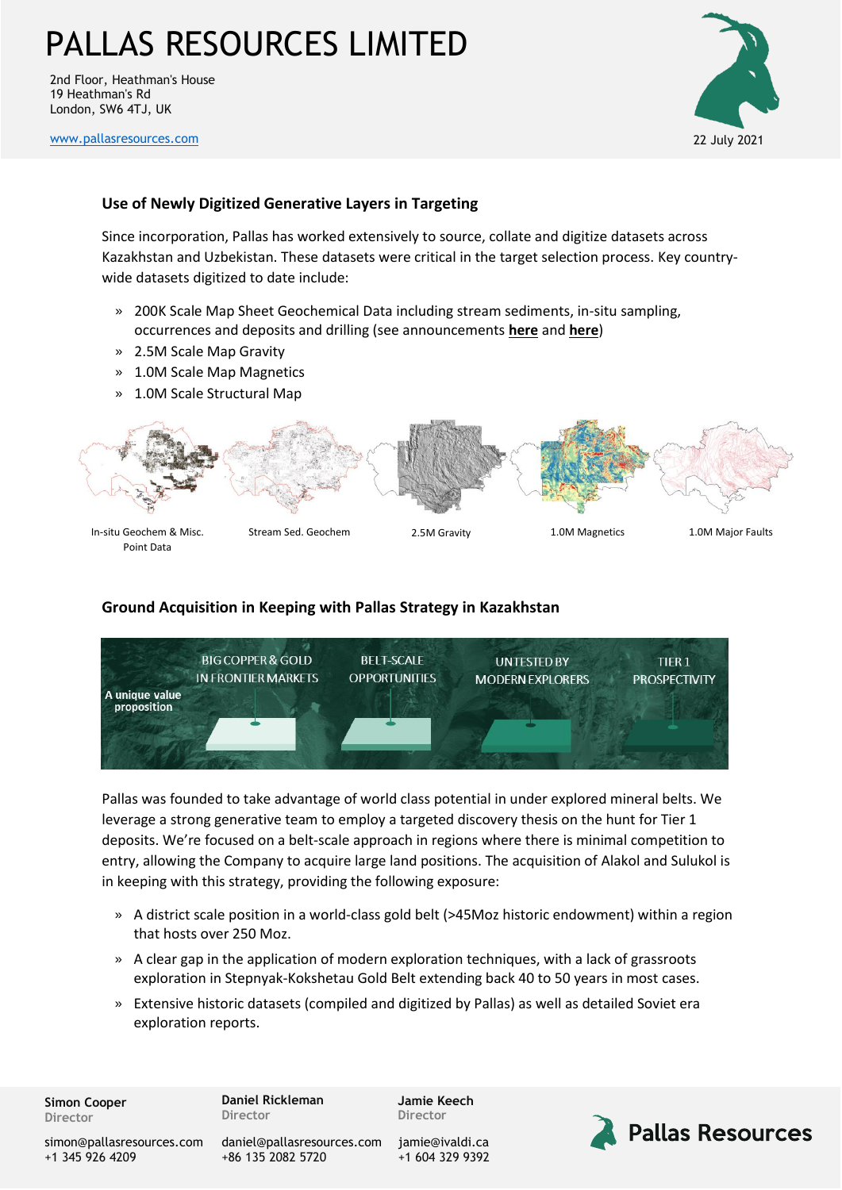### Use of Newly Digitized Generative Layers in Targeting

Since incorporation, Pallas has worked extensively to source, collate and digitize datasets across Kazakhstan and Uzbekistan. These datasets were critical in the target selection process. Key country-wide datasets digitized to date include:

- 200K Scale Map Sheet Geochemical Data including stream sediments, in-situ sampling, occurrences and deposits and drilling (see announcements **here** and **here**)
- 2.5M Scale Map Gravity
- 1.0M Scale Map Magnetics
- 1.0M Scale Structural Map

In-situ Geochem & Misc. Point Data

Stream Sed. Geochem

2.5M Gravity

1.0M Magnetics

1.0M Major Faults

### Ground Acquisition in Keeping with Pallas Strategy in Kazakhstan

A unique value proposition

BIG COPPER & GOLD IN FRONTIER MARKETS

BELT-SCALE OPPORTUNITIES

UNTESTED BY MODERN EXPLORERS

TIER 1 PROSPECTIVITY

Pallas was founded to take advantage of world class potential in under explored mineral belts. We leverage a strong generative team to employ a targeted discovery thesis on the hunt for Tier 1 deposits. We're focused on a belt-scale approach in regions where there is minimal competition to entry, allowing the Company to acquire large land positions. The acquisition of Alakol and Sulukol is in keeping with this strategy, providing the following exposure:

- A district scale position in a world-class gold belt (>45Moz historic endowment) within a region that hosts over 250 Moz.
- A clear gap in the application of modern exploration techniques, with a lack of grassroots exploration in Stepnyak-Kokshetau Gold Belt extending back 40 to 50 years in most cases.
- Extensive historic datasets (compiled and digitized by Pallas) as well as detailed Soviet era exploration reports.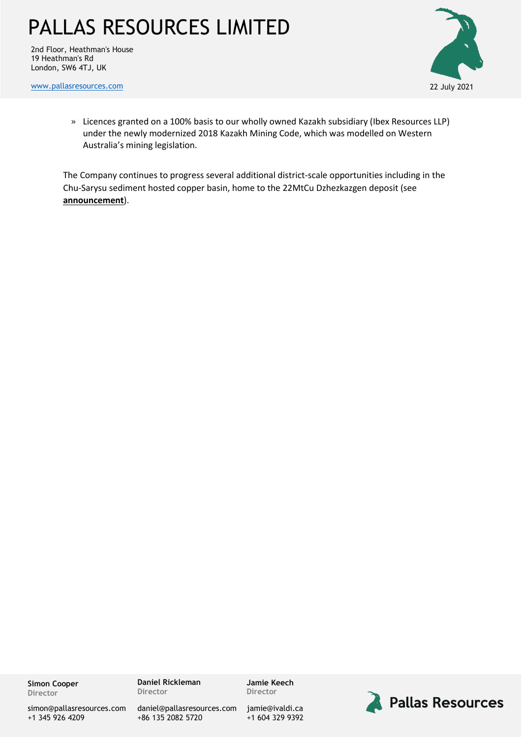- Licences granted on a 100% basis to our wholly owned Kazakh subsidiary (Ibex Resources LLP) under the newly modernized 2018 Kazakh Mining Code, which was modelled on Western Australia's mining legislation.

The Company continues to progress several additional district-scale opportunities including in the Chu-Sarysu sediment hosted copper basin, home to the 22MtCu Dzhezkazgen deposit (see **announcement**).